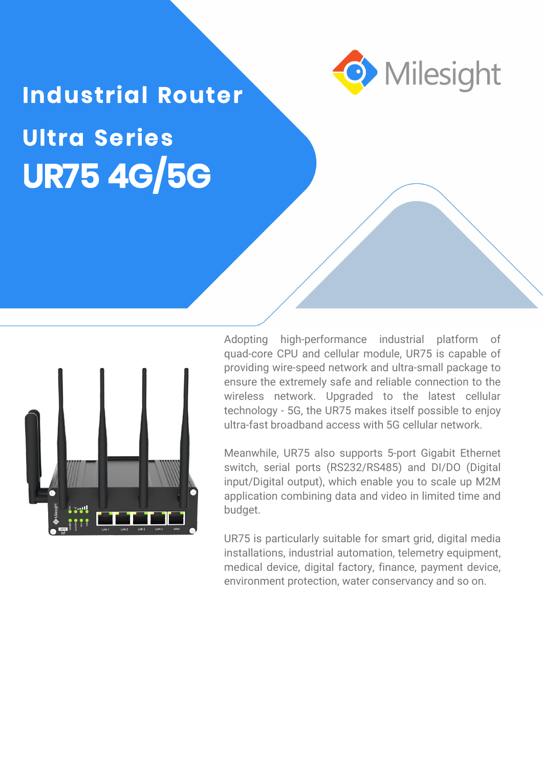# Industrial Router

## Ultra Series

# UR75 4G/5G

Adopting high-performance industrial platform of quad-core CPU and cellular module, UR75 is capable of providing wire-speed network and ultra-small package to ensure the extremely safe and reliable connection to the wireless network. Upgraded to the latest cellular technology - 5G, the UR75 makes itself possible to enjoy ultra-fast broadband access with 5G cellular network.

Meanwhile, UR75 also supports 5-port Gigabit Ethernet switch, serial ports (RS232/RS485) and DI/DO (Digital input/Digital output), which enable you to scale up M2M application combining data and video in limited time and budget.

UR75 is particularly suitable for smart grid, digital media installations, industrial automation, telemetry equipment, medical device, digital factory, finance, payment device, environment protection, water conservancy and so on.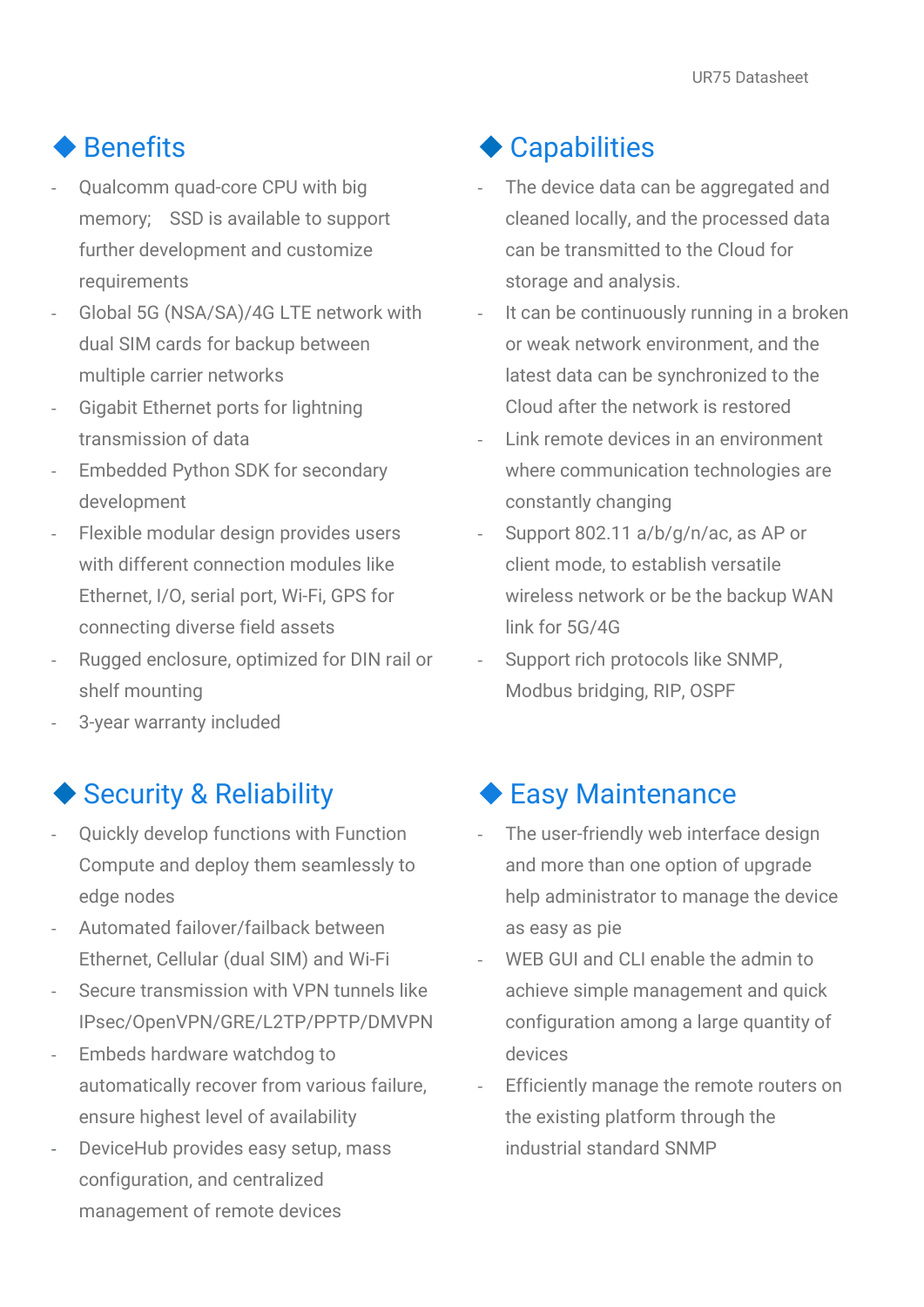## Benefits

- Qualcomm quad-core CPU with big memory; SSD is available to support further development and customize requirements
- Global 5G (NSA/SA)/4G LTE network with dual SIM cards for backup between multiple carrier networks
- Gigabit Ethernet ports for lightning transmission of data
- Embedded Python SDK for secondary development
- Flexible modular design provides users with different connection modules like Ethernet, I/O, serial port, Wi-Fi, GPS for connecting diverse field assets
- Rugged enclosure, optimized for DIN rail or shelf mounting
- 3-year warranty included

## Capabilities

- The device data can be aggregated and cleaned locally, and the processed data can be transmitted to the Cloud for storage and analysis.
- It can be continuously running in a broken or weak network environment, and the latest data can be synchronized to the Cloud after the network is restored
- Link remote devices in an environment where communication technologies are constantly changing
- Support 802.11 a/b/g/n/ac, as AP or client mode, to establish versatile wireless network or be the backup WAN link for 5G/4G
- Support rich protocols like SNMP, Modbus bridging, RIP, OSPF

## Security & Reliability

- Quickly develop functions with Function Compute and deploy them seamlessly to edge nodes
- Automated failover/failback between Ethernet, Cellular (dual SIM) and Wi-Fi
- Secure transmission with VPN tunnels like IPsec/OpenVPN/GRE/L2TP/PPTP/DMVPN
- Embeds hardware watchdog to automatically recover from various failure, ensure highest level of availability
- DeviceHub provides easy setup, mass configuration, and centralized management of remote devices

## Easy Maintenance

- The user-friendly web interface design and more than one option of upgrade help administrator to manage the device as easy as pie
- WEB GUI and CLI enable the admin to achieve simple management and quick configuration among a large quantity of devices
- Efficiently manage the remote routers on the existing platform through the industrial standard SNMP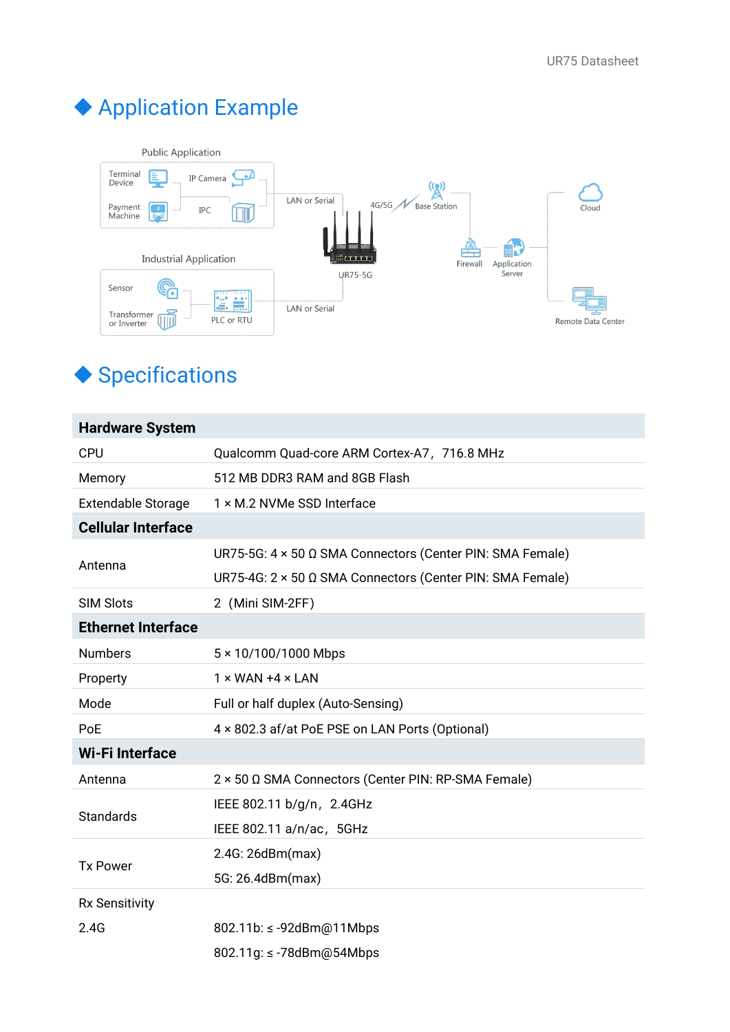## Application Example

## Specifications

| Hardware System | |
|---|---|
| CPU | Qualcomm Quad-core ARM Cortex-A7， 716.8 MHz |
| Memory | 512 MB DDR3 RAM and 8GB Flash |
| Extendable Storage | 1 × M.2 NVMe SSD Interface |
| **Cellular Interface** | |
| Antenna | UR75-5G: 4 × 50 Ω SMA Connectors (Center PIN: SMA Female)<br>UR75-4G: 2 × 50 Ω SMA Connectors (Center PIN: SMA Female) |
| SIM Slots | 2 (Mini SIM-2FF) |
| **Ethernet Interface** | |
| Numbers | 5 × 10/100/1000 Mbps |
| Property | 1 × WAN +4 × LAN |
| Mode | Full or half duplex (Auto-Sensing) |
| PoE | 4 × 802.3 af/at PoE PSE on LAN Ports (Optional) |
| **Wi-Fi Interface** | |
| Antenna | 2 × 50 Ω SMA Connectors (Center PIN: RP-SMA Female) |
| Standards | IEEE 802.11 b/g/n， 2.4GHz<br>IEEE 802.11 a/n/ac， 5GHz |
| Tx Power | 2.4G: 26dBm(max)<br>5G: 26.4dBm(max) |
| Rx Sensitivity | |
| 2.4G | 802.11b: ≤ -92dBm@11Mbps<br>802.11g: ≤ -78dBm@54Mbps |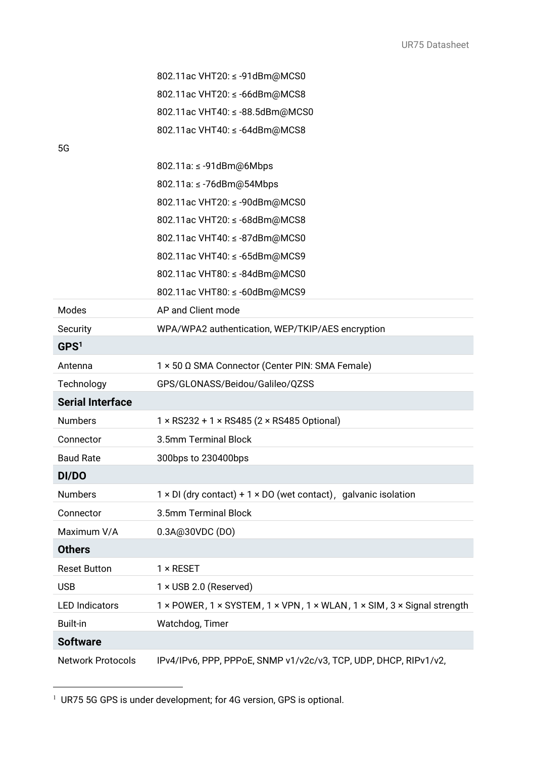| | |
|---|---|
| | 802.11ac VHT20: ≤ -91dBm@MCS0 |
| | 802.11ac VHT20: ≤ -66dBm@MCS8 |
| | 802.11ac VHT40: ≤ -88.5dBm@MCS0 |
| | 802.11ac VHT40: ≤ -64dBm@MCS8 |
| 5G | |
| | 802.11a: ≤ -91dBm@6Mbps |
| | 802.11a: ≤ -76dBm@54Mbps |
| | 802.11ac VHT20: ≤ -90dBm@MCS0 |
| | 802.11ac VHT20: ≤ -68dBm@MCS8 |
| | 802.11ac VHT40: ≤ -87dBm@MCS0 |
| | 802.11ac VHT40: ≤ -65dBm@MCS9 |
| | 802.11ac VHT80: ≤ -84dBm@MCS0 |
| | 802.11ac VHT80: ≤ -60dBm@MCS9 |
| Modes | AP and Client mode |
| Security | WPA/WPA2 authentication, WEP/TKIP/AES encryption |
| **GPS[1]** | |
| Antenna | 1 × 50 Ω SMA Connector (Center PIN: SMA Female) |
| Technology | GPS/GLONASS/Beidou/Galileo/QZSS |
| **Serial Interface** | |
| Numbers | 1 × RS232 + 1 × RS485 (2 × RS485 Optional) |
| Connector | 3.5mm Terminal Block |
| Baud Rate | 300bps to 230400bps |
| **DI/DO** | |
| Numbers | 1 × DI (dry contact) + 1 × DO (wet contact)， galvanic isolation |
| Connector | 3.5mm Terminal Block |
| Maximum V/A | 0.3A@30VDC (DO) |
| **Others** | |
| Reset Button | 1 × RESET |
| USB | 1 × USB 2.0 (Reserved) |
| LED Indicators | 1 × POWER, 1 × SYSTEM, 1 × VPN, 1 × WLAN, 1 × SIM, 3 × Signal strength |
| Built-in | Watchdog, Timer |
| **Software** | |
| Network Protocols | IPv4/IPv6, PPP, PPPoE, SNMP v1/v2c/v3, TCP, UDP, DHCP, RIPv1/v2, |

[1] UR75 5G GPS is under development; for 4G version, GPS is optional.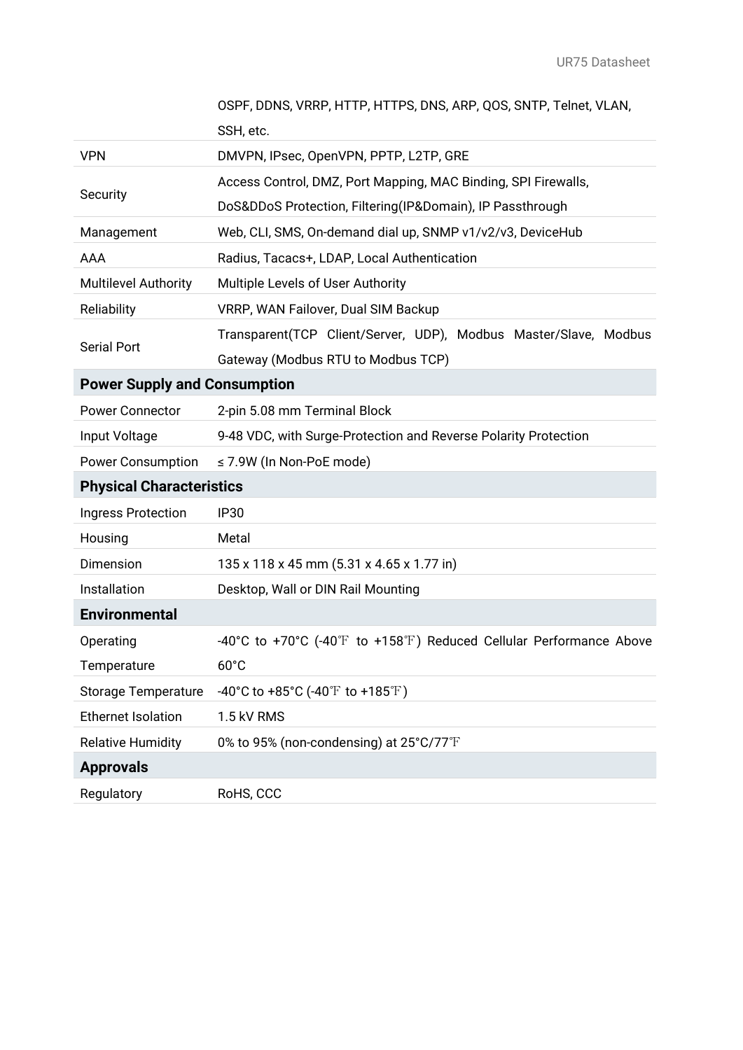| | |
|---|---|
| | OSPF, DDNS, VRRP, HTTP, HTTPS, DNS, ARP, QOS, SNTP, Telnet, VLAN, SSH, etc. |
| VPN | DMVPN, IPsec, OpenVPN, PPTP, L2TP, GRE |
| Security | Access Control, DMZ, Port Mapping, MAC Binding, SPI Firewalls, DoS&DDoS Protection, Filtering(IP&Domain), IP Passthrough |
| Management | Web, CLI, SMS, On-demand dial up, SNMP v1/v2/v3, DeviceHub |
| AAA | Radius, Tacacs+, LDAP, Local Authentication |
| Multilevel Authority | Multiple Levels of User Authority |
| Reliability | VRRP, WAN Failover, Dual SIM Backup |
| Serial Port | Transparent(TCP Client/Server, UDP), Modbus Master/Slave, Modbus Gateway (Modbus RTU to Modbus TCP) |
| **Power Supply and Consumption** | |
| Power Connector | 2-pin 5.08 mm Terminal Block |
| Input Voltage | 9-48 VDC, with Surge-Protection and Reverse Polarity Protection |
| Power Consumption | ≤ 7.9W (In Non-PoE mode) |
| **Physical Characteristics** | |
| Ingress Protection | IP30 |
| Housing | Metal |
| Dimension | 135 x 118 x 45 mm (5.31 x 4.65 x 1.77 in) |
| Installation | Desktop, Wall or DIN Rail Mounting |
| **Environmental** | |
| Operating Temperature | -40°C to +70°C (-40℉ to +158℉) Reduced Cellular Performance Above 60°C |
| Storage Temperature | -40°C to +85°C (-40℉ to +185℉) |
| Ethernet Isolation | 1.5 kV RMS |
| Relative Humidity | 0% to 95% (non-condensing) at 25°C/77℉ |
| **Approvals** | |
| Regulatory | RoHS, CCC |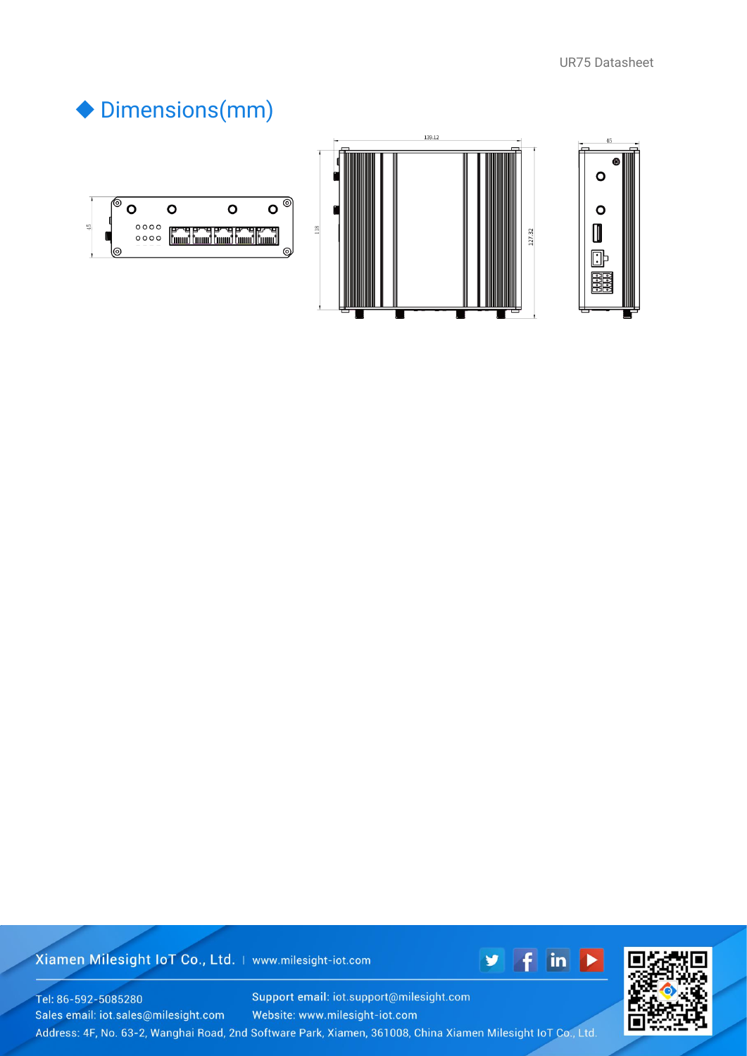## Dimensions(mm)

45

139.12

118

127.32

45